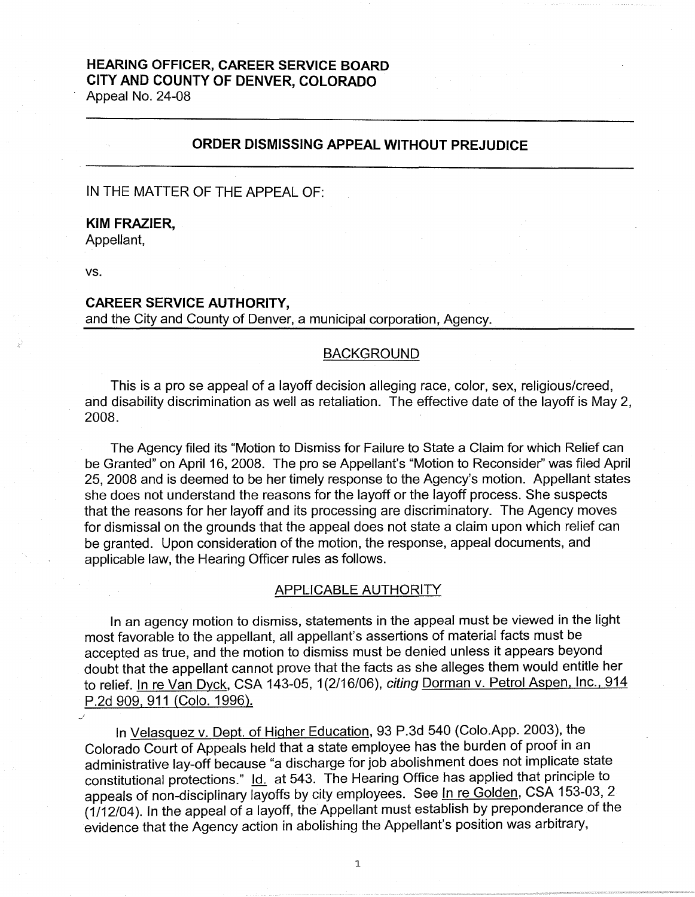**HEARING OFFICER, CAREER SERVICE BOARD**
**CITY AND COUNTY OF DENVER, COLORADO**
Appeal No. 24-08

---

## ORDER DISMISSING APPEAL WITHOUT PREJUDICE

---

IN THE MATTER OF THE APPEAL OF:

**KIM FRAZIER,**
Appellant,

vs.

**CAREER SERVICE AUTHORITY,**
and the City and County of Denver, a municipal corporation, Agency.

---

### BACKGROUND

This is a pro se appeal of a layoff decision alleging race, color, sex, religious/creed, and disability discrimination as well as retaliation. The effective date of the layoff is May 2, 2008.

The Agency filed its "Motion to Dismiss for Failure to State a Claim for which Relief can be Granted" on April 16, 2008. The pro se Appellant's "Motion to Reconsider" was filed April 25, 2008 and is deemed to be her timely response to the Agency's motion. Appellant states she does not understand the reasons for the layoff or the layoff process. She suspects that the reasons for her layoff and its processing are discriminatory. The Agency moves for dismissal on the grounds that the appeal does not state a claim upon which relief can be granted. Upon consideration of the motion, the response, appeal documents, and applicable law, the Hearing Officer rules as follows.

### APPLICABLE AUTHORITY

In an agency motion to dismiss, statements in the appeal must be viewed in the light most favorable to the appellant, all appellant's assertions of material facts must be accepted as true, and the motion to dismiss must be denied unless it appears beyond doubt that the appellant cannot prove that the facts as she alleges them would entitle her to relief. In re Van Dyck, CSA 143-05, 1(2/16/06), *citing* Dorman v. Petrol Aspen, Inc., 914 P.2d 909, 911 (Colo. 1996).

In Velasquez v. Dept. of Higher Education, 93 P.3d 540 (Colo.App. 2003), the Colorado Court of Appeals held that a state employee has the burden of proof in an administrative lay-off because "a discharge for job abolishment does not implicate state constitutional protections." Id. at 543. The Hearing Office has applied that principle to appeals of non-disciplinary layoffs by city employees. See In re Golden, CSA 153-03, 2 (1/12/04). In the appeal of a layoff, the Appellant must establish by preponderance of the evidence that the Agency action in abolishing the Appellant's position was arbitrary,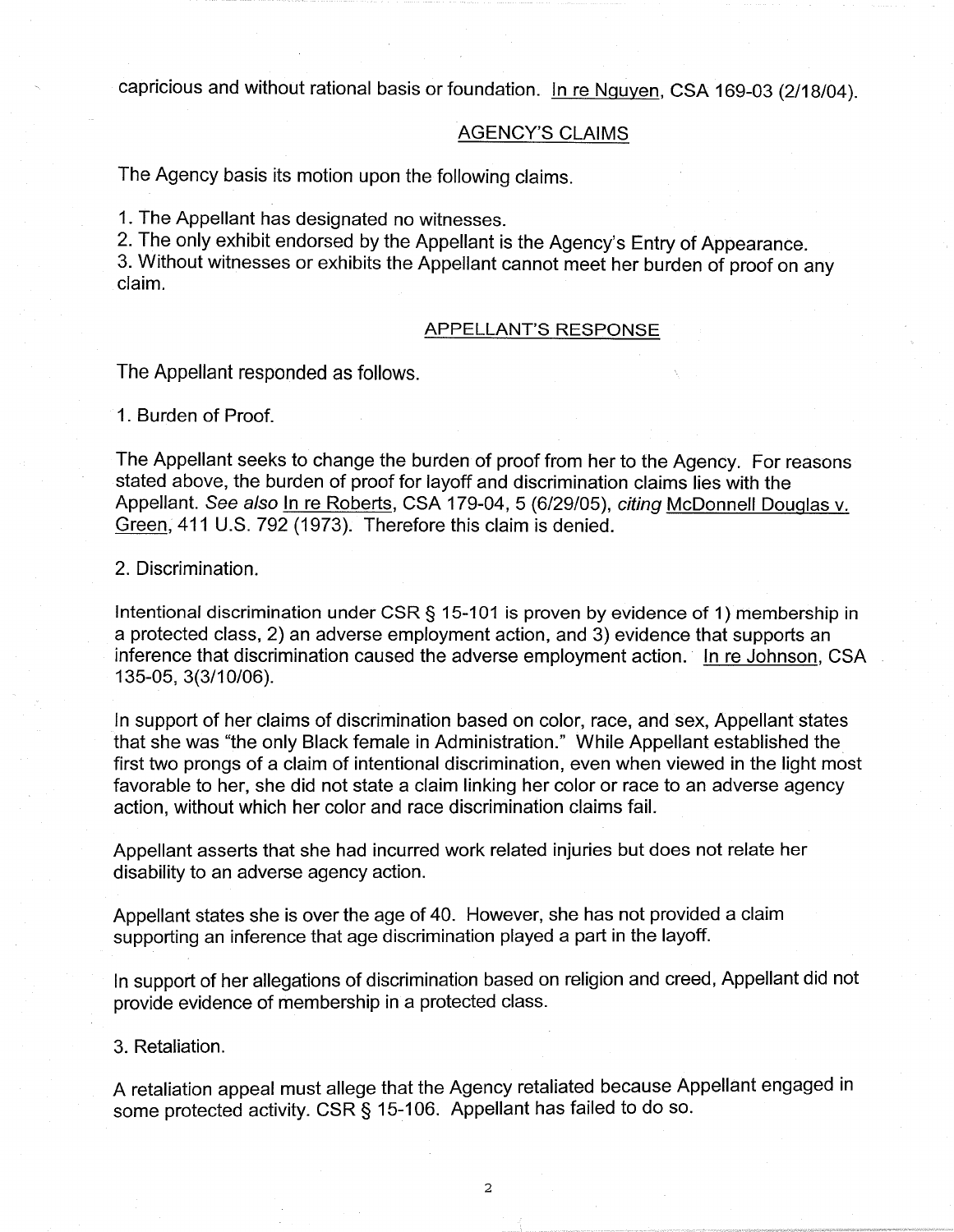capricious and without rational basis or foundation. In re Nguyen, CSA 169-03 (2/18/04).

## AGENCY'S CLAIMS

The Agency basis its motion upon the following claims.

1. The Appellant has designated no witnesses.
2. The only exhibit endorsed by the Appellant is the Agency's Entry of Appearance.
3. Without witnesses or exhibits the Appellant cannot meet her burden of proof on any claim.

## APPELLANT'S RESPONSE

The Appellant responded as follows.

1. Burden of Proof.

The Appellant seeks to change the burden of proof from her to the Agency. For reasons stated above, the burden of proof for layoff and discrimination claims lies with the Appellant. *See also* In re Roberts, CSA 179-04, 5 (6/29/05), *citing* McDonnell Douglas v. Green, 411 U.S. 792 (1973). Therefore this claim is denied.

2. Discrimination.

Intentional discrimination under CSR § 15-101 is proven by evidence of 1) membership in a protected class, 2) an adverse employment action, and 3) evidence that supports an inference that discrimination caused the adverse employment action. In re Johnson, CSA 135-05, 3(3/10/06).

In support of her claims of discrimination based on color, race, and sex, Appellant states that she was "the only Black female in Administration." While Appellant established the first two prongs of a claim of intentional discrimination, even when viewed in the light most favorable to her, she did not state a claim linking her color or race to an adverse agency action, without which her color and race discrimination claims fail.

Appellant asserts that she had incurred work related injuries but does not relate her disability to an adverse agency action.

Appellant states she is over the age of 40. However, she has not provided a claim supporting an inference that age discrimination played a part in the layoff.

In support of her allegations of discrimination based on religion and creed, Appellant did not provide evidence of membership in a protected class.

3. Retaliation.

A retaliation appeal must allege that the Agency retaliated because Appellant engaged in some protected activity. CSR § 15-106. Appellant has failed to do so.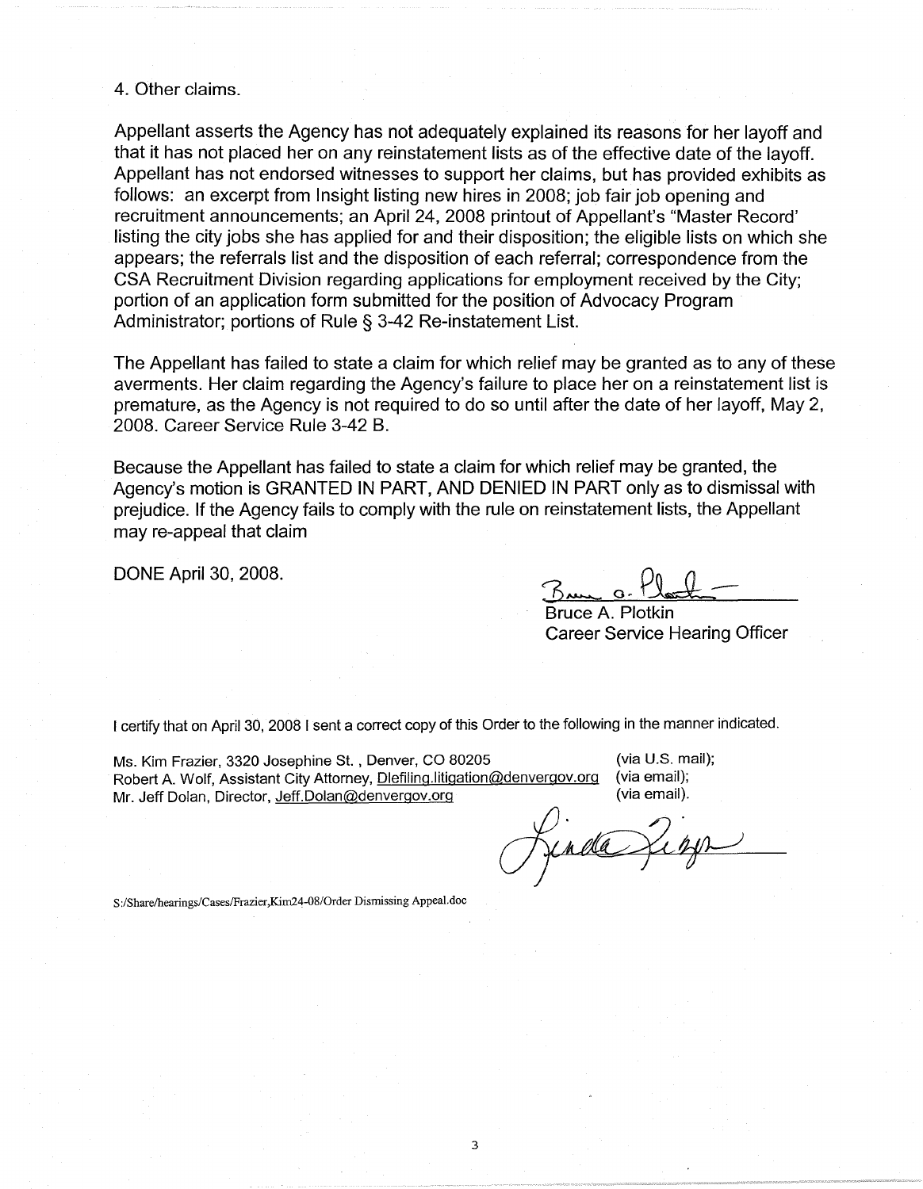4. Other claims.

Appellant asserts the Agency has not adequately explained its reasons for her layoff and that it has not placed her on any reinstatement lists as of the effective date of the layoff. Appellant has not endorsed witnesses to support her claims, but has provided exhibits as follows: an excerpt from Insight listing new hires in 2008; job fair job opening and recruitment announcements; an April 24, 2008 printout of Appellant's "Master Record' listing the city jobs she has applied for and their disposition; the eligible lists on which she appears; the referrals list and the disposition of each referral; correspondence from the CSA Recruitment Division regarding applications for employment received by the City; portion of an application form submitted for the position of Advocacy Program Administrator; portions of Rule § 3-42 Re-instatement List.

The Appellant has failed to state a claim for which relief may be granted as to any of these averments. Her claim regarding the Agency's failure to place her on a reinstatement list is premature, as the Agency is not required to do so until after the date of her layoff, May 2, 2008. Career Service Rule 3-42 B.

Because the Appellant has failed to state a claim for which relief may be granted, the Agency's motion is GRANTED IN PART, AND DENIED IN PART only as to dismissal with prejudice. If the Agency fails to comply with the rule on reinstatement lists, the Appellant may re-appeal that claim

DONE April 30, 2008.

Bruce A. Plotkin
Career Service Hearing Officer

I certify that on April 30, 2008 I sent a correct copy of this Order to the following in the manner indicated.

Ms. Kim Frazier, 3320 Josephine St. , Denver, CO 80205 (via U.S. mail);
Robert A. Wolf, Assistant City Attorney, Dlefiling.litigation@denvergov.org (via email);
Mr. Jeff Dolan, Director, Jeff.Dolan@denvergov.org (via email).

S:/Share/hearings/Cases/Frazier,Kim24-08/Order Dismissing Appeal.doc